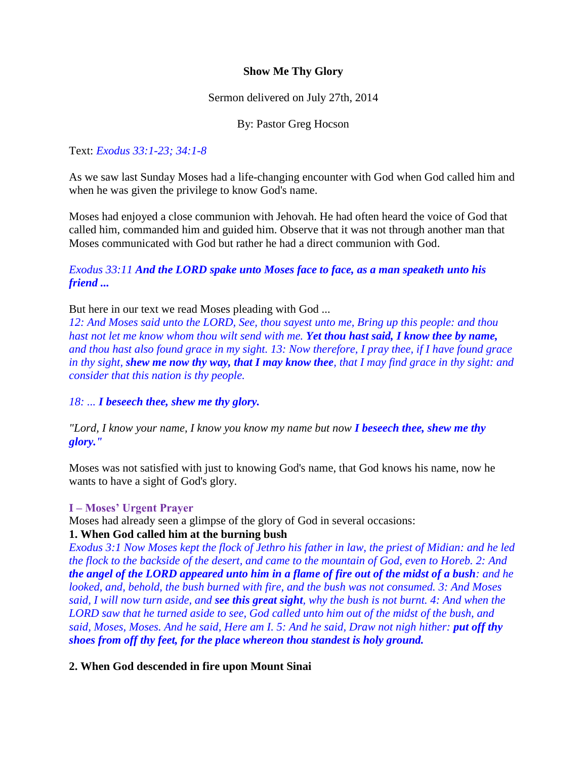**Show Me Thy Glory**

Sermon delivered on July 27th, 2014

By: Pastor Greg Hocson

Text: *Exodus 33:1-23; 34:1-8*

As we saw last Sunday Moses had a life-changing encounter with God when God called him and when he was given the privilege to know God's name.

Moses had enjoyed a close communion with Jehovah. He had often heard the voice of God that called him, commanded him and guided him. Observe that it was not through another man that Moses communicated with God but rather he had a direct communion with God.

*Exodus 33:11* ***And the LORD spake unto Moses face to face, as a man speaketh unto his friend ...***

But here in our text we read Moses pleading with God ...
*12: And Moses said unto the LORD, See, thou sayest unto me, Bring up this people: and thou hast not let me know whom thou wilt send with me.* ***Yet thou hast said, I know thee by name,*** *and thou hast also found grace in my sight. 13: Now therefore, I pray thee, if I have found grace in thy sight,* ***shew me now thy way, that I may know thee****, that I may find grace in thy sight: and consider that this nation is thy people.*

*18: ...* ***I beseech thee, shew me thy glory.***

*"Lord, I know your name, I know you know my name but now* ***I beseech thee, shew me thy glory."***

Moses was not satisfied with just to knowing God's name, that God knows his name, now he wants to have a sight of God's glory.

## I – Moses' Urgent Prayer

Moses had already seen a glimpse of the glory of God in several occasions:

**1. When God called him at the burning bush**

*Exodus 3:1 Now Moses kept the flock of Jethro his father in law, the priest of Midian: and he led the flock to the backside of the desert, and came to the mountain of God, even to Horeb. 2: And* ***the angel of the LORD appeared unto him in a flame of fire out of the midst of a bush****: and he looked, and, behold, the bush burned with fire, and the bush was not consumed. 3: And Moses said, I will now turn aside, and* ***see this great sight****, why the bush is not burnt. 4: And when the LORD saw that he turned aside to see, God called unto him out of the midst of the bush, and said, Moses, Moses. And he said, Here am I. 5: And he said, Draw not nigh hither:* ***put off thy shoes from off thy feet, for the place whereon thou standest is holy ground.***

**2. When God descended in fire upon Mount Sinai**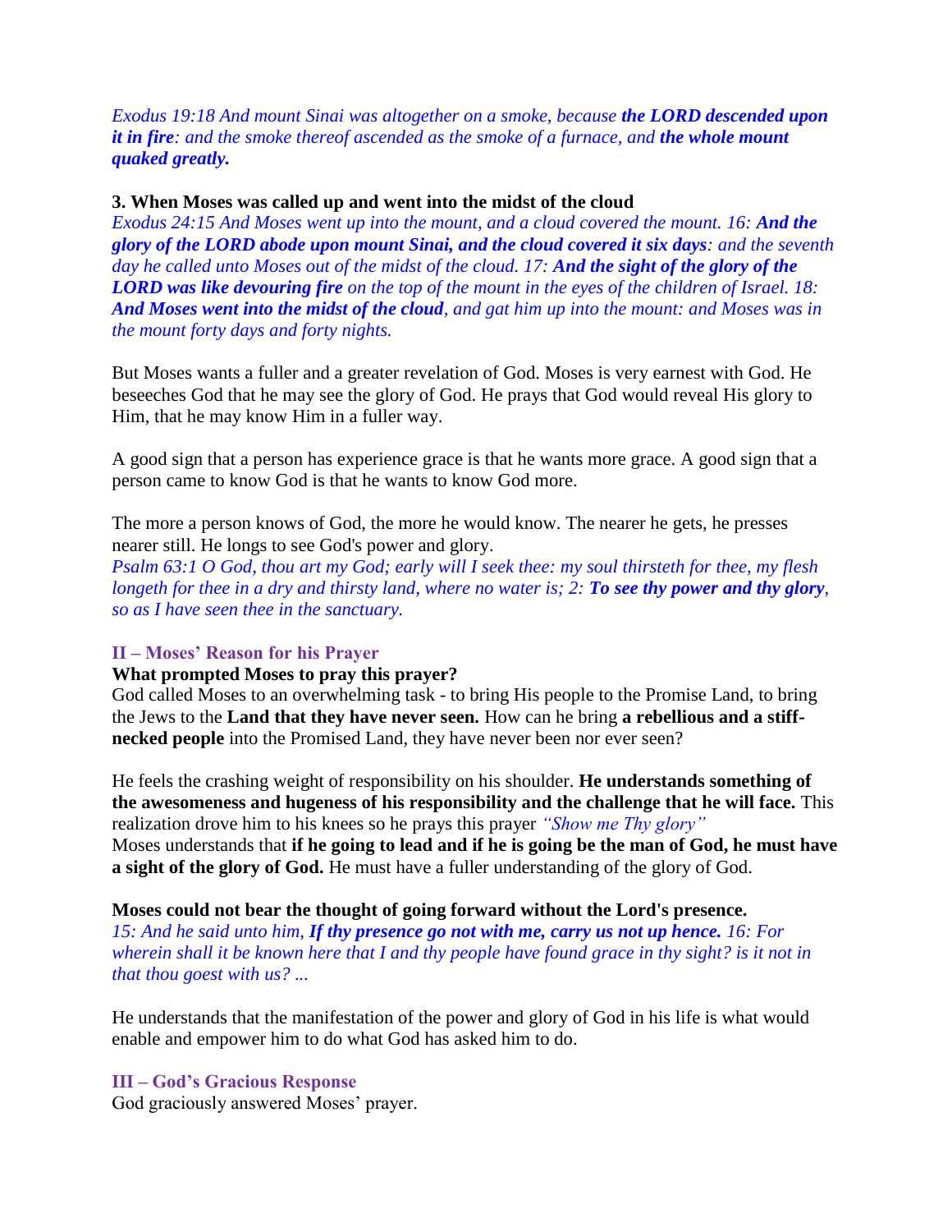*Exodus 19:18 And mount Sinai was altogether on a smoke, because* ***the LORD descended upon it in fire****: and the smoke thereof ascended as the smoke of a furnace, and* ***the whole mount quaked greatly.***

**3. When Moses was called up and went into the midst of the cloud**

*Exodus 24:15 And Moses went up into the mount, and a cloud covered the mount. 16:* ***And the glory of the LORD abode upon mount Sinai, and the cloud covered it six days****: and the seventh day he called unto Moses out of the midst of the cloud. 17:* ***And the sight of the glory of the LORD was like devouring fire*** *on the top of the mount in the eyes of the children of Israel. 18:* ***And Moses went into the midst of the cloud****, and gat him up into the mount: and Moses was in the mount forty days and forty nights.*

But Moses wants a fuller and a greater revelation of God. Moses is very earnest with God. He beseeches God that he may see the glory of God. He prays that God would reveal His glory to Him, that he may know Him in a fuller way.

A good sign that a person has experience grace is that he wants more grace. A good sign that a person came to know God is that he wants to know God more.

The more a person knows of God, the more he would know. The nearer he gets, he presses nearer still. He longs to see God's power and glory.

*Psalm 63:1 O God, thou art my God; early will I seek thee: my soul thirsteth for thee, my flesh longeth for thee in a dry and thirsty land, where no water is; 2:* ***To see thy power and thy glory****, so as I have seen thee in the sanctuary.*

## II – Moses' Reason for his Prayer

**What prompted Moses to pray this prayer?**

God called Moses to an overwhelming task - to bring His people to the Promise Land, to bring the Jews to the **Land that they have never seen.** How can he bring **a rebellious and a stiff-necked people** into the Promised Land, they have never been nor ever seen?

He feels the crashing weight of responsibility on his shoulder. **He understands something of the awesomeness and hugeness of his responsibility and the challenge that he will face.** This realization drove him to his knees so he prays this prayer *"Show me Thy glory"*

Moses understands that **if he going to lead and if he is going be the man of God, he must have a sight of the glory of God.** He must have a fuller understanding of the glory of God.

**Moses could not bear the thought of going forward without the Lord's presence.**

*15: And he said unto him,* ***If thy presence go not with me, carry us not up hence.*** *16: For wherein shall it be known here that I and thy people have found grace in thy sight? is it not in that thou goest with us? ...*

He understands that the manifestation of the power and glory of God in his life is what would enable and empower him to do what God has asked him to do.

## III – God's Gracious Response

God graciously answered Moses' prayer.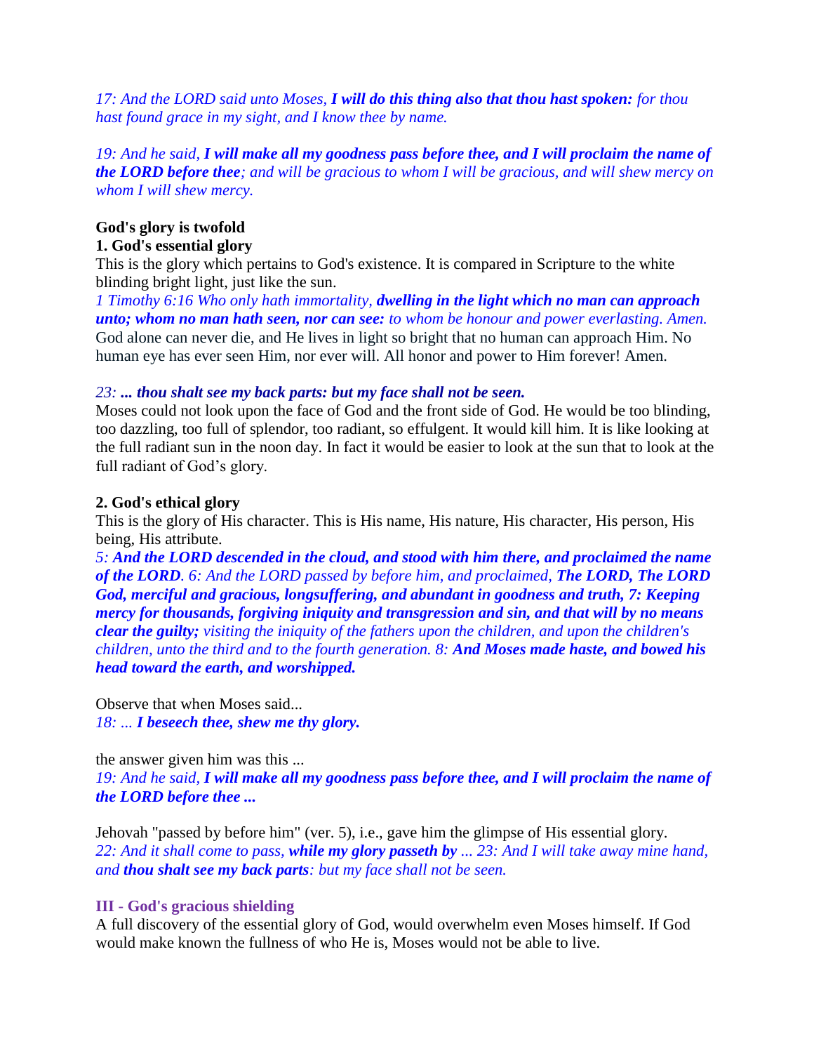*17: And the LORD said unto Moses, **I will do this thing also that thou hast spoken:** for thou hast found grace in my sight, and I know thee by name.*

*19: And he said, **I will make all my goodness pass before thee, and I will proclaim the name of the LORD before thee**; and will be gracious to whom I will be gracious, and will shew mercy on whom I will shew mercy.*

**God's glory is twofold**

**1. God's essential glory**

This is the glory which pertains to God's existence. It is compared in Scripture to the white blinding bright light, just like the sun.

*1 Timothy 6:16 Who only hath immortality, **dwelling in the light which no man can approach unto; whom no man hath seen, nor can see:** to whom be honour and power everlasting. Amen.*

God alone can never die, and He lives in light so bright that no human can approach Him. No human eye has ever seen Him, nor ever will. All honor and power to Him forever! Amen.

*23: **... thou shalt see my back parts: but my face shall not be seen.***

Moses could not look upon the face of God and the front side of God. He would be too blinding, too dazzling, too full of splendor, too radiant, so effulgent. It would kill him. It is like looking at the full radiant sun in the noon day. In fact it would be easier to look at the sun that to look at the full radiant of God's glory.

**2. God's ethical glory**

This is the glory of His character. This is His name, His nature, His character, His person, His being, His attribute.

*5: **And the LORD descended in the cloud, and stood with him there, and proclaimed the name of the LORD**. 6: And the LORD passed by before him, and proclaimed, **The LORD, The LORD God, merciful and gracious, longsuffering, and abundant in goodness and truth, 7: Keeping mercy for thousands, forgiving iniquity and transgression and sin, and that will by no means clear the guilty;** visiting the iniquity of the fathers upon the children, and upon the children's children, unto the third and to the fourth generation. 8: **And Moses made haste, and bowed his head toward the earth, and worshipped.***

Observe that when Moses said...

*18: ... **I beseech thee, shew me thy glory.***

the answer given him was this ...

*19: And he said, **I will make all my goodness pass before thee, and I will proclaim the name of the LORD before thee ...***

Jehovah "passed by before him" (ver. 5), i.e., gave him the glimpse of His essential glory.

*22: And it shall come to pass, **while my glory passeth by** ... 23: And I will take away mine hand, and **thou shalt see my back parts**: but my face shall not be seen.*

## III - God's gracious shielding

A full discovery of the essential glory of God, would overwhelm even Moses himself. If God would make known the fullness of who He is, Moses would not be able to live.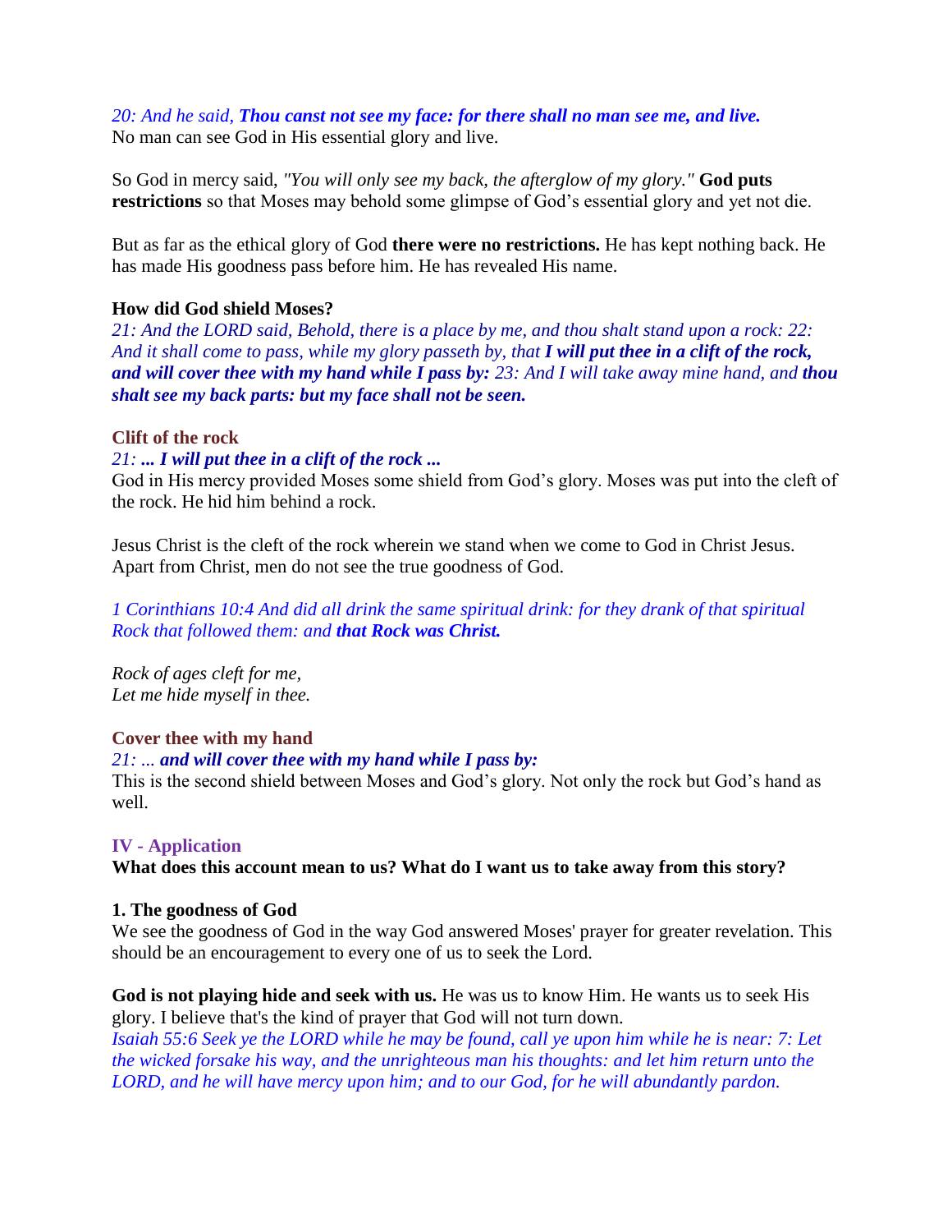*20: And he said,* ***Thou canst not see my face: for there shall no man see me, and live.***
No man can see God in His essential glory and live.

So God in mercy said, *"You will only see my back, the afterglow of my glory."* **God puts restrictions** so that Moses may behold some glimpse of God's essential glory and yet not die.

But as far as the ethical glory of God **there were no restrictions.** He has kept nothing back. He has made His goodness pass before him. He has revealed His name.

**How did God shield Moses?**
*21: And the LORD said, Behold, there is a place by me, and thou shalt stand upon a rock: 22: And it shall come to pass, while my glory passeth by, that* ***I will put thee in a clift of the rock, and will cover thee with my hand while I pass by:*** *23: And I will take away mine hand, and* ***thou shalt see my back parts: but my face shall not be seen.***

**Clift of the rock**
*21:* ***... I will put thee in a clift of the rock ...***
God in His mercy provided Moses some shield from God's glory. Moses was put into the cleft of the rock. He hid him behind a rock.

Jesus Christ is the cleft of the rock wherein we stand when we come to God in Christ Jesus. Apart from Christ, men do not see the true goodness of God.

*1 Corinthians 10:4 And did all drink the same spiritual drink: for they drank of that spiritual Rock that followed them: and* ***that Rock was Christ.***

*Rock of ages cleft for me,*
*Let me hide myself in thee.*

**Cover thee with my hand**
*21: ...* ***and will cover thee with my hand while I pass by:***
This is the second shield between Moses and God's glory. Not only the rock but God's hand as well.

## IV - Application

**What does this account mean to us? What do I want us to take away from this story?**

**1. The goodness of God**
We see the goodness of God in the way God answered Moses' prayer for greater revelation. This should be an encouragement to every one of us to seek the Lord.

**God is not playing hide and seek with us.** He was us to know Him. He wants us to seek His glory. I believe that's the kind of prayer that God will not turn down.
*Isaiah 55:6 Seek ye the LORD while he may be found, call ye upon him while he is near: 7: Let the wicked forsake his way, and the unrighteous man his thoughts: and let him return unto the LORD, and he will have mercy upon him; and to our God, for he will abundantly pardon.*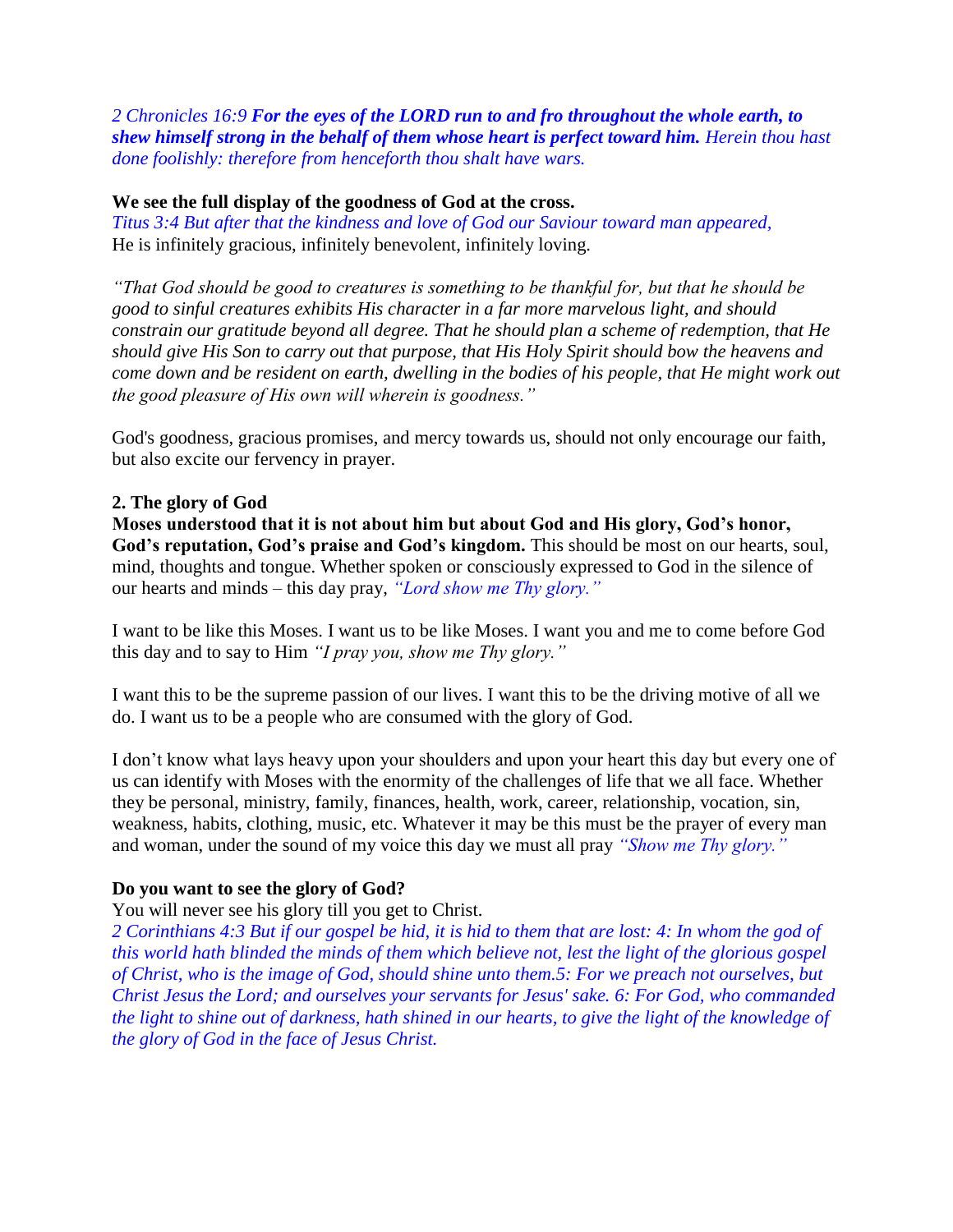*2 Chronicles 16:9* ***For the eyes of the LORD run to and fro throughout the whole earth, to shew himself strong in the behalf of them whose heart is perfect toward him.*** *Herein thou hast done foolishly: therefore from henceforth thou shalt have wars.*

**We see the full display of the goodness of God at the cross.**
*Titus 3:4 But after that the kindness and love of God our Saviour toward man appeared,*
He is infinitely gracious, infinitely benevolent, infinitely loving.

*"That God should be good to creatures is something to be thankful for, but that he should be good to sinful creatures exhibits His character in a far more marvelous light, and should constrain our gratitude beyond all degree. That he should plan a scheme of redemption, that He should give His Son to carry out that purpose, that His Holy Spirit should bow the heavens and come down and be resident on earth, dwelling in the bodies of his people, that He might work out the good pleasure of His own will wherein is goodness."*

God's goodness, gracious promises, and mercy towards us, should not only encourage our faith, but also excite our fervency in prayer.

**2. The glory of God**
**Moses understood that it is not about him but about God and His glory, God's honor, God's reputation, God's praise and God's kingdom.** This should be most on our hearts, soul, mind, thoughts and tongue. Whether spoken or consciously expressed to God in the silence of our hearts and minds – this day pray, *"Lord show me Thy glory."*

I want to be like this Moses. I want us to be like Moses. I want you and me to come before God this day and to say to Him *"I pray you, show me Thy glory."*

I want this to be the supreme passion of our lives. I want this to be the driving motive of all we do. I want us to be a people who are consumed with the glory of God.

I don't know what lays heavy upon your shoulders and upon your heart this day but every one of us can identify with Moses with the enormity of the challenges of life that we all face. Whether they be personal, ministry, family, finances, health, work, career, relationship, vocation, sin, weakness, habits, clothing, music, etc. Whatever it may be this must be the prayer of every man and woman, under the sound of my voice this day we must all pray *"Show me Thy glory."*

**Do you want to see the glory of God?**
You will never see his glory till you get to Christ.
*2 Corinthians 4:3 But if our gospel be hid, it is hid to them that are lost: 4: In whom the god of this world hath blinded the minds of them which believe not, lest the light of the glorious gospel of Christ, who is the image of God, should shine unto them.5: For we preach not ourselves, but Christ Jesus the Lord; and ourselves your servants for Jesus' sake. 6: For God, who commanded the light to shine out of darkness, hath shined in our hearts, to give the light of the knowledge of the glory of God in the face of Jesus Christ.*